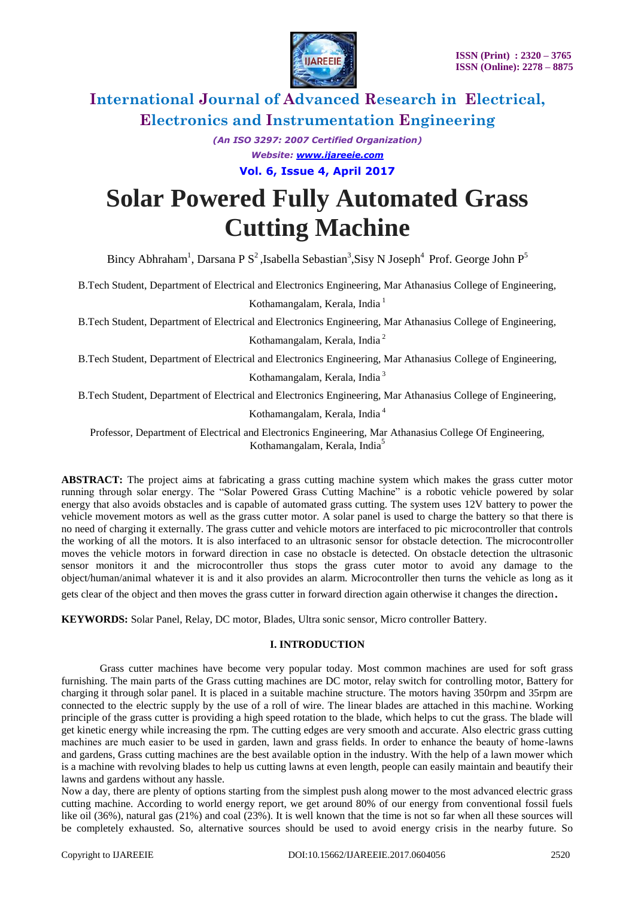# Solar Powered Fully Automated Grass Cutting Machine

Bincy Abhraham[1], Darsana P S[2], Isabella Sebastian[3], Sisy N Joseph[4] Prof. George John P[5]

B.Tech Student, Department of Electrical and Electronics Engineering, Mar Athanasius College of Engineering, Kothamangalam, Kerala, India [1]

B.Tech Student, Department of Electrical and Electronics Engineering, Mar Athanasius College of Engineering, Kothamangalam, Kerala, India [2]

B.Tech Student, Department of Electrical and Electronics Engineering, Mar Athanasius College of Engineering, Kothamangalam, Kerala, India [3]

B.Tech Student, Department of Electrical and Electronics Engineering, Mar Athanasius College of Engineering, Kothamangalam, Kerala, India [4]

Professor, Department of Electrical and Electronics Engineering, Mar Athanasius College Of Engineering, Kothamangalam, Kerala, India[5]

**ABSTRACT:** The project aims at fabricating a grass cutting machine system which makes the grass cutter motor running through solar energy. The "Solar Powered Grass Cutting Machine" is a robotic vehicle powered by solar energy that also avoids obstacles and is capable of automated grass cutting. The system uses 12V battery to power the vehicle movement motors as well as the grass cutter motor. A solar panel is used to charge the battery so that there is no need of charging it externally. The grass cutter and vehicle motors are interfaced to pic microcontroller that controls the working of all the motors. It is also interfaced to an ultrasonic sensor for obstacle detection. The microcontroller moves the vehicle motors in forward direction in case no obstacle is detected. On obstacle detection the ultrasonic sensor monitors it and the microcontroller thus stops the grass cuter motor to avoid any damage to the object/human/animal whatever it is and it also provides an alarm. Microcontroller then turns the vehicle as long as it gets clear of the object and then moves the grass cutter in forward direction again otherwise it changes the direction.

**KEYWORDS:** Solar Panel, Relay, DC motor, Blades, Ultra sonic sensor, Micro controller Battery.

## I. INTRODUCTION

Grass cutter machines have become very popular today. Most common machines are used for soft grass furnishing. The main parts of the Grass cutting machines are DC motor, relay switch for controlling motor, Battery for charging it through solar panel. It is placed in a suitable machine structure. The motors having 350rpm and 35rpm are connected to the electric supply by the use of a roll of wire. The linear blades are attached in this machine. Working principle of the grass cutter is providing a high speed rotation to the blade, which helps to cut the grass. The blade will get kinetic energy while increasing the rpm. The cutting edges are very smooth and accurate. Also electric grass cutting machines are much easier to be used in garden, lawn and grass fields. In order to enhance the beauty of home-lawns and gardens, Grass cutting machines are the best available option in the industry. With the help of a lawn mower which is a machine with revolving blades to help us cutting lawns at even length, people can easily maintain and beautify their lawns and gardens without any hassle.

Now a day, there are plenty of options starting from the simplest push along mower to the most advanced electric grass cutting machine. According to world energy report, we get around 80% of our energy from conventional fossil fuels like oil (36%), natural gas (21%) and coal (23%). It is well known that the time is not so far when all these sources will be completely exhausted. So, alternative sources should be used to avoid energy crisis in the nearby future. So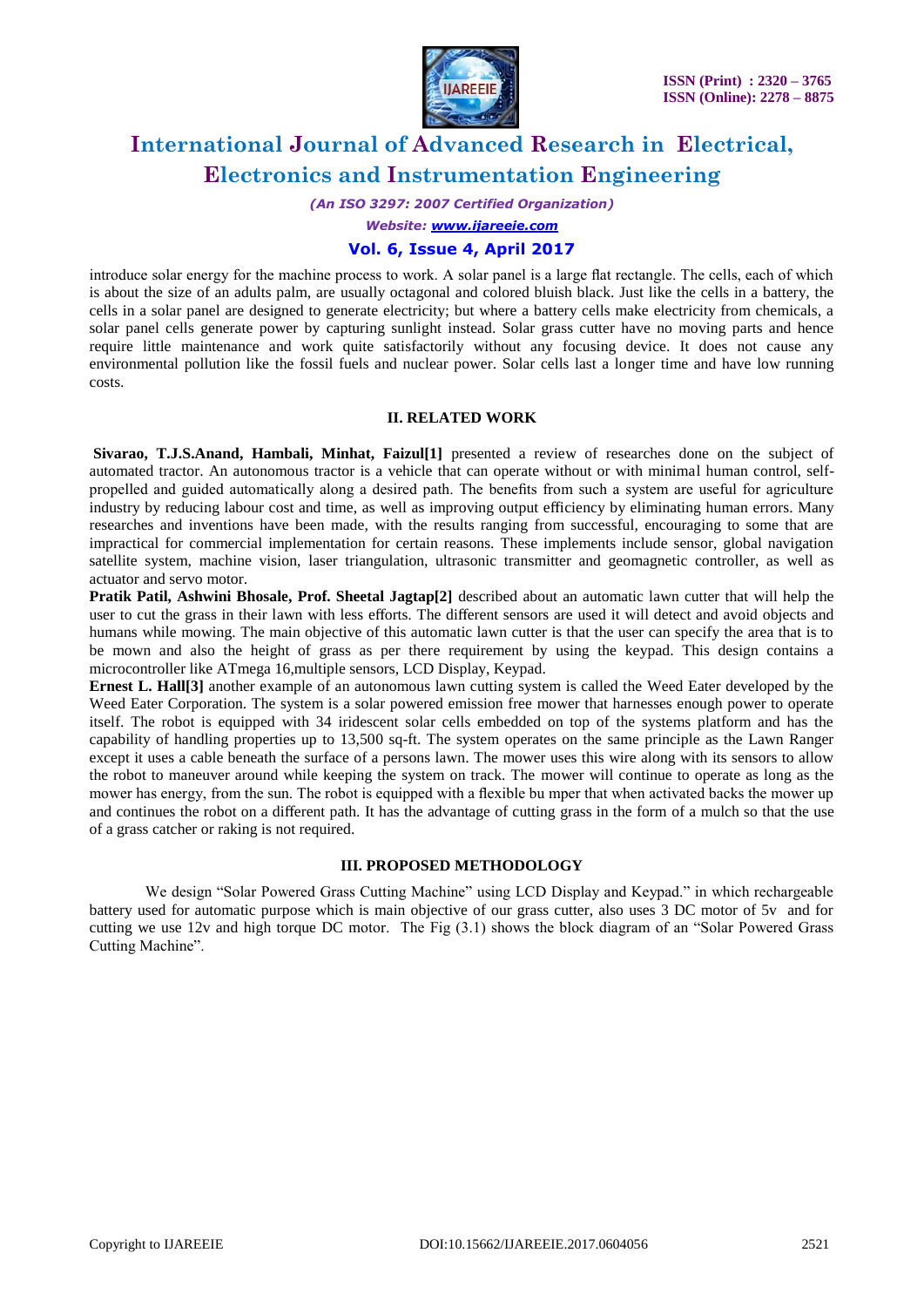introduce solar energy for the machine process to work. A solar panel is a large flat rectangle. The cells, each of which is about the size of an adults palm, are usually octagonal and colored bluish black. Just like the cells in a battery, the cells in a solar panel are designed to generate electricity; but where a battery cells make electricity from chemicals, a solar panel cells generate power by capturing sunlight instead. Solar grass cutter have no moving parts and hence require little maintenance and work quite satisfactorily without any focusing device. It does not cause any environmental pollution like the fossil fuels and nuclear power. Solar cells last a longer time and have low running costs.

## II. RELATED WORK

**Sivarao, T.J.S.Anand, Hambali, Minhat, Faizul[1]** presented a review of researches done on the subject of automated tractor. An autonomous tractor is a vehicle that can operate without or with minimal human control, self-propelled and guided automatically along a desired path. The benefits from such a system are useful for agriculture industry by reducing labour cost and time, as well as improving output efficiency by eliminating human errors. Many researches and inventions have been made, with the results ranging from successful, encouraging to some that are impractical for commercial implementation for certain reasons. These implements include sensor, global navigation satellite system, machine vision, laser triangulation, ultrasonic transmitter and geomagnetic controller, as well as actuator and servo motor.

**Pratik Patil, Ashwini Bhosale, Prof. Sheetal Jagtap[2]** described about an automatic lawn cutter that will help the user to cut the grass in their lawn with less efforts. The different sensors are used it will detect and avoid objects and humans while mowing. The main objective of this automatic lawn cutter is that the user can specify the area that is to be mown and also the height of grass as per there requirement by using the keypad. This design contains a microcontroller like ATmega 16,multiple sensors, LCD Display, Keypad.

**Ernest L. Hall[3]** another example of an autonomous lawn cutting system is called the Weed Eater developed by the Weed Eater Corporation. The system is a solar powered emission free mower that harnesses enough power to operate itself. The robot is equipped with 34 iridescent solar cells embedded on top of the systems platform and has the capability of handling properties up to 13,500 sq-ft. The system operates on the same principle as the Lawn Ranger except it uses a cable beneath the surface of a persons lawn. The mower uses this wire along with its sensors to allow the robot to maneuver around while keeping the system on track. The mower will continue to operate as long as the mower has energy, from the sun. The robot is equipped with a flexible bu mper that when activated backs the mower up and continues the robot on a different path. It has the advantage of cutting grass in the form of a mulch so that the use of a grass catcher or raking is not required.

## III. PROPOSED METHODOLOGY

We design "Solar Powered Grass Cutting Machine" using LCD Display and Keypad." in which rechargeable battery used for automatic purpose which is main objective of our grass cutter, also uses 3 DC motor of 5v and for cutting we use 12v and high torque DC motor. The Fig (3.1) shows the block diagram of an "Solar Powered Grass Cutting Machine".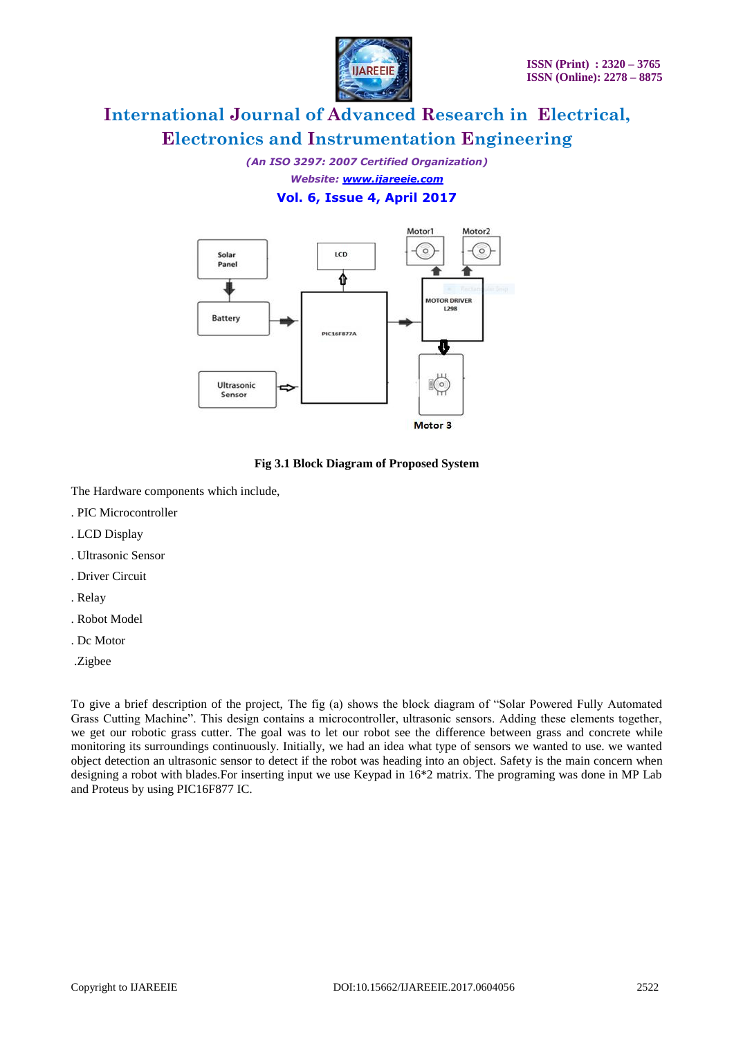Fig 3.1 Block Diagram of Proposed System

The Hardware components which include,

. PIC Microcontroller

. LCD Display

. Ultrasonic Sensor

. Driver Circuit

. Relay

. Robot Model

. Dc Motor

.Zigbee

To give a brief description of the project, The fig (a) shows the block diagram of "Solar Powered Fully Automated Grass Cutting Machine". This design contains a microcontroller, ultrasonic sensors. Adding these elements together, we get our robotic grass cutter. The goal was to let our robot see the difference between grass and concrete while monitoring its surroundings continuously. Initially, we had an idea what type of sensors we wanted to use. we wanted object detection an ultrasonic sensor to detect if the robot was heading into an object. Safety is the main concern when designing a robot with blades.For inserting input we use Keypad in 16*2 matrix. The programing was done in MP Lab and Proteus by using PIC16F877 IC.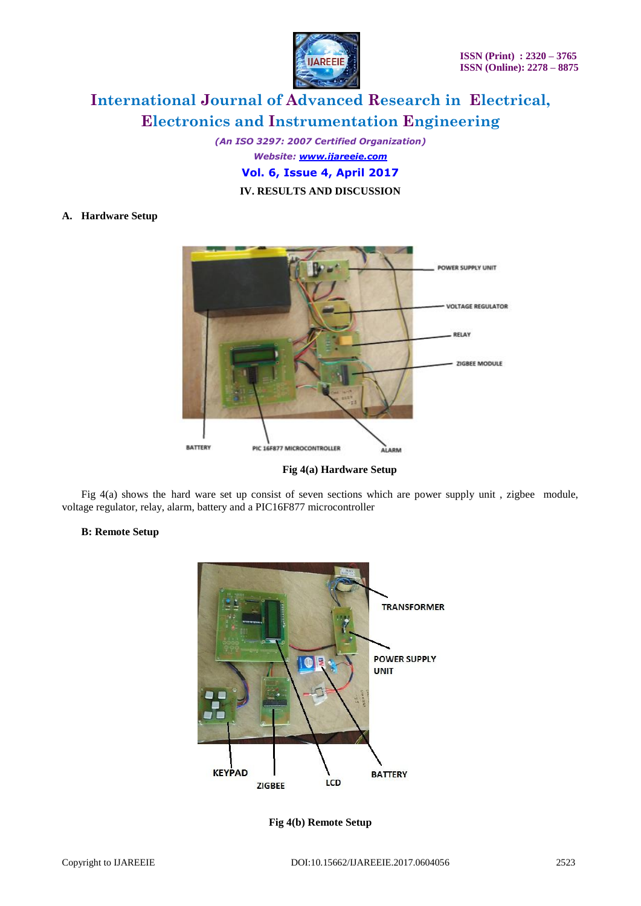## IV. RESULTS AND DISCUSSION

### A. Hardware Setup

Fig 4(a) Hardware Setup

Fig 4(a) shows the hard ware set up consist of seven sections which are power supply unit , zigbee module, voltage regulator, relay, alarm, battery and a PIC16F877 microcontroller

### B: Remote Setup

Fig 4(b) Remote Setup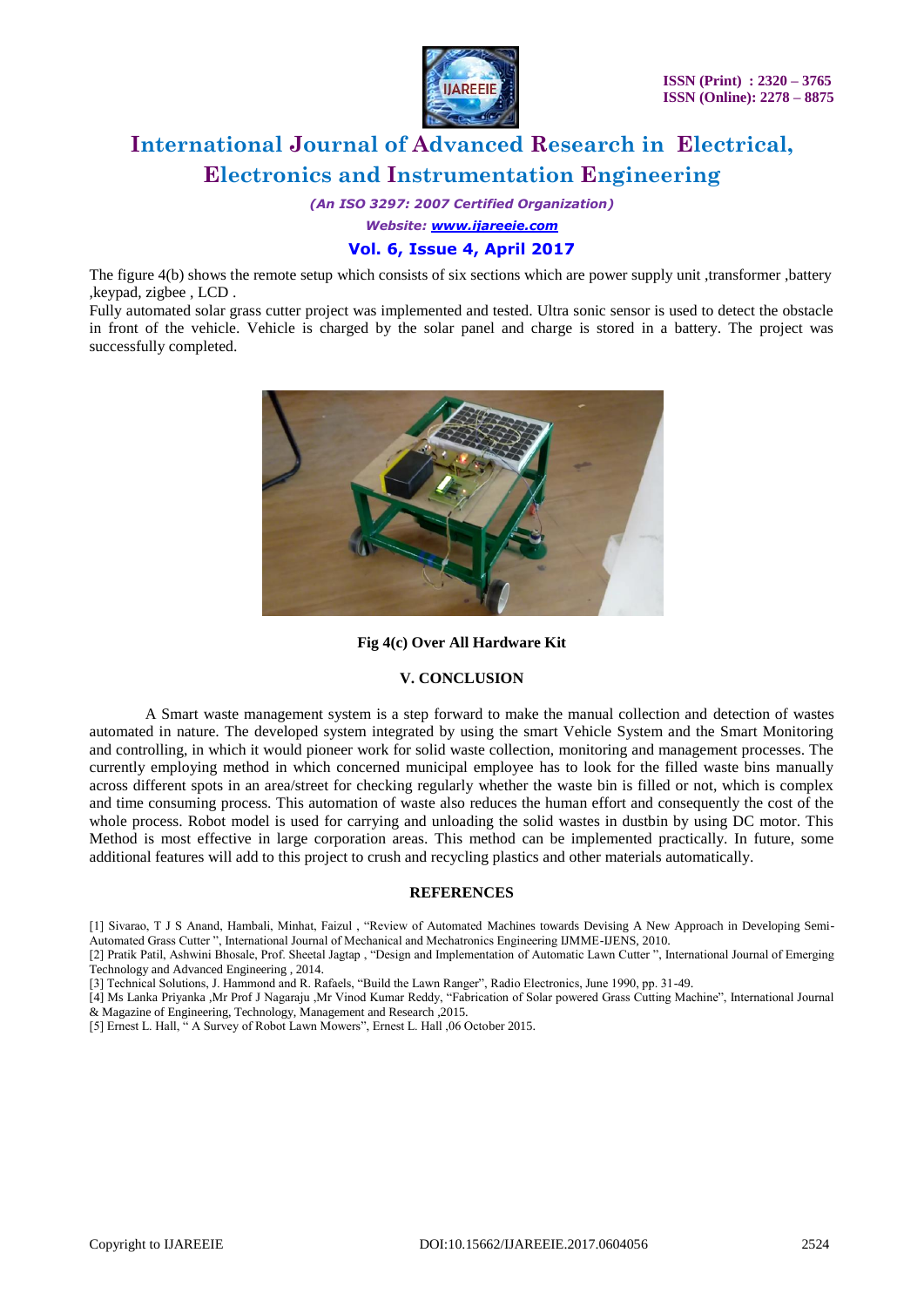The figure 4(b) shows the remote setup which consists of six sections which are power supply unit ,transformer ,battery ,keypad, zigbee , LCD .

Fully automated solar grass cutter project was implemented and tested. Ultra sonic sensor is used to detect the obstacle in front of the vehicle. Vehicle is charged by the solar panel and charge is stored in a battery. The project was successfully completed.

**Fig 4(c) Over All Hardware Kit**

## V. CONCLUSION

A Smart waste management system is a step forward to make the manual collection and detection of wastes automated in nature. The developed system integrated by using the smart Vehicle System and the Smart Monitoring and controlling, in which it would pioneer work for solid waste collection, monitoring and management processes. The currently employing method in which concerned municipal employee has to look for the filled waste bins manually across different spots in an area/street for checking regularly whether the waste bin is filled or not, which is complex and time consuming process. This automation of waste also reduces the human effort and consequently the cost of the whole process. Robot model is used for carrying and unloading the solid wastes in dustbin by using DC motor. This Method is most effective in large corporation areas. This method can be implemented practically. In future, some additional features will add to this project to crush and recycling plastics and other materials automatically.

## REFERENCES

[1] Sivarao, T J S Anand, Hambali, Minhat, Faizul , "Review of Automated Machines towards Devising A New Approach in Developing Semi-Automated Grass Cutter ", International Journal of Mechanical and Mechatronics Engineering IJMME-IJENS, 2010.

[2] Pratik Patil, Ashwini Bhosale, Prof. Sheetal Jagtap , "Design and Implementation of Automatic Lawn Cutter ", International Journal of Emerging Technology and Advanced Engineering , 2014.

[3] Technical Solutions, J. Hammond and R. Rafaels, "Build the Lawn Ranger", Radio Electronics, June 1990, pp. 31-49.

[4] Ms Lanka Priyanka ,Mr Prof J Nagaraju ,Mr Vinod Kumar Reddy, "Fabrication of Solar powered Grass Cutting Machine", International Journal & Magazine of Engineering, Technology, Management and Research ,2015.

[5] Ernest L. Hall, " A Survey of Robot Lawn Mowers", Ernest L. Hall ,06 October 2015.